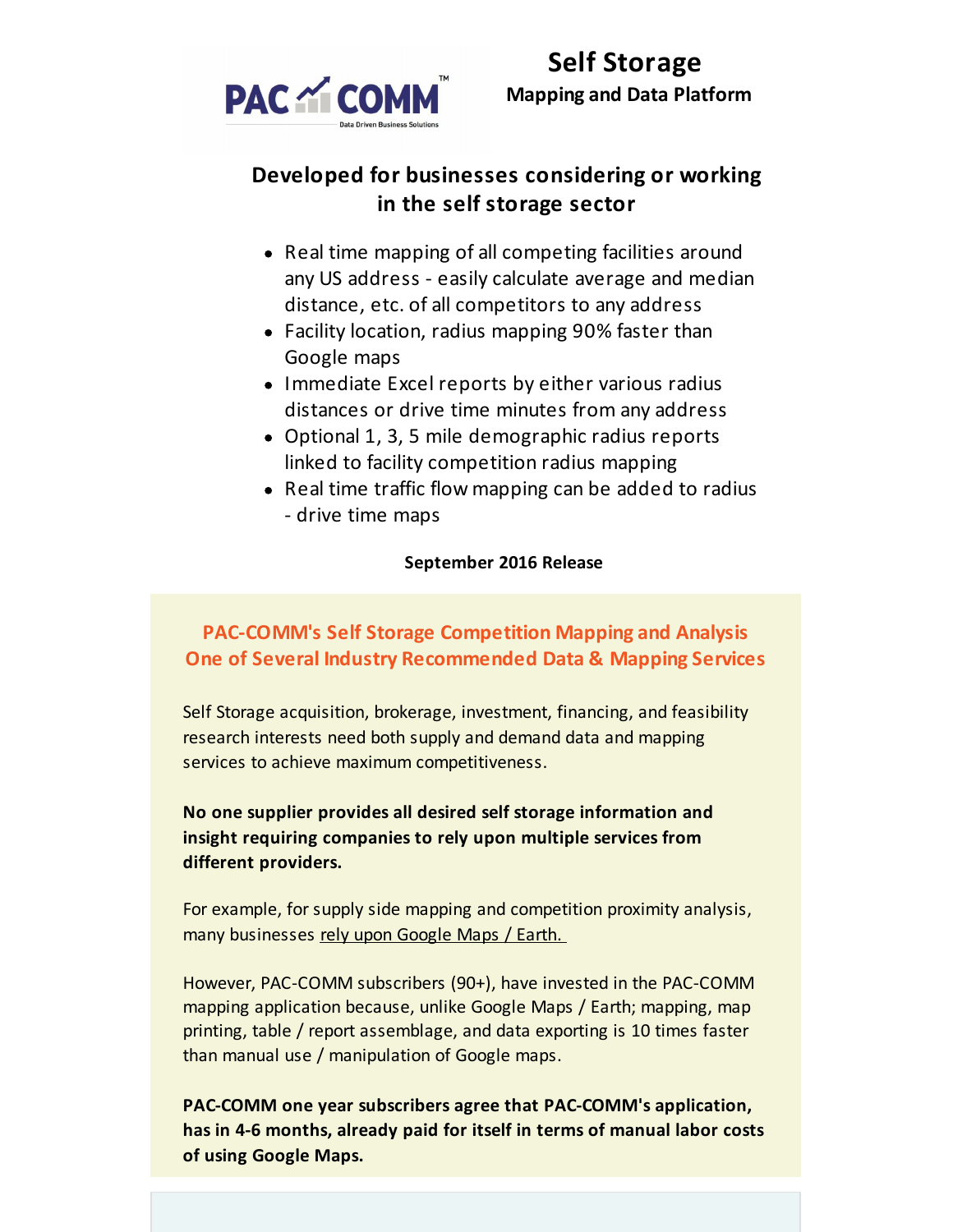# Self Storage

**Mapping and Data Platform**

## Developed for businesses considering or working in the self storage sector

- Real time mapping of all competing facilities around any US address - easily calculate average and median distance, etc. of all competitors to any address
- Facility location, radius mapping 90% faster than Google maps
- Immediate Excel reports by either various radius distances or drive time minutes from any address
- Optional 1, 3, 5 mile demographic radius reports linked to facility competition radius mapping
- Real time traffic flow mapping can be added to radius - drive time maps

**September 2016 Release**

### PAC-COMM's Self Storage Competition Mapping and Analysis One of Several Industry Recommended Data & Mapping Services

Self Storage acquisition, brokerage, investment, financing, and feasibility research interests need both supply and demand data and mapping services to achieve maximum competitiveness.

**No one supplier provides all desired self storage information and insight requiring companies to rely upon multiple services from different providers.**

For example, for supply side mapping and competition proximity analysis, many businesses rely upon Google Maps / Earth.

However, PAC-COMM subscribers (90+), have invested in the PAC-COMM mapping application because, unlike Google Maps / Earth; mapping, map printing, table / report assemblage, and data exporting is 10 times faster than manual use / manipulation of Google maps.

**PAC-COMM one year subscribers agree that PAC-COMM's application, has in 4-6 months, already paid for itself in terms of manual labor costs of using Google Maps.**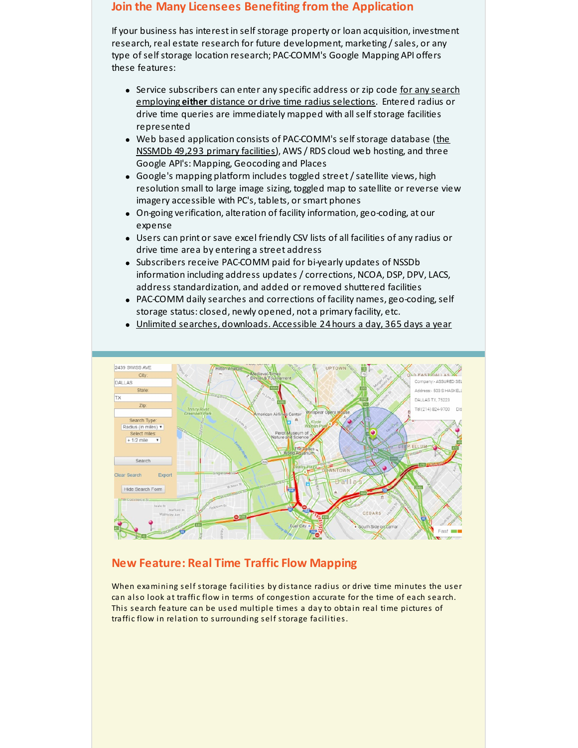## Join the Many Licensees Benefiting from the Application

If your business has interest in self storage property or loan acquisition, investment research, real estate research for future development, marketing / sales, or any type of self storage location research; PAC-COMM's Google Mapping API offers these features:

- Service subscribers can enter any specific address or zip code for any search employing **either** distance or drive time radius selections. Entered radius or drive time queries are immediately mapped with all self storage facilities represented
- Web based application consists of PAC-COMM's self storage database (the NSSMDb 49,293 primary facilities), AWS / RDS cloud web hosting, and three Google API's: Mapping, Geocoding and Places
- Google's mapping platform includes toggled street / satellite views, high resolution small to large image sizing, toggled map to satellite or reverse view imagery accessible with PC's, tablets, or smart phones
- On-going verification, alteration of facility information, geo-coding, at our expense
- Users can print or save excel friendly CSV lists of all facilities of any radius or drive time area by entering a street address
- Subscribers receive PAC-COMM paid for bi-yearly updates of NSSDb information including address updates / corrections, NCOA, DSP, DPV, LACS, address standardization, and added or removed shuttered facilities
- PAC-COMM daily searches and corrections of facility names, geo-coding, self storage status: closed, newly opened, not a primary facility, etc.
- Unlimited searches, downloads. Accessible 24 hours a day, 365 days a year

## New Feature: Real Time Traffic Flow Mapping

When examining self storage facilities by distance radius or drive time minutes the user can also look at traffic flow in terms of congestion accurate for the time of each search. This search feature can be used multiple times a day to obtain real time pictures of traffic flow in relation to surrounding self storage facilities.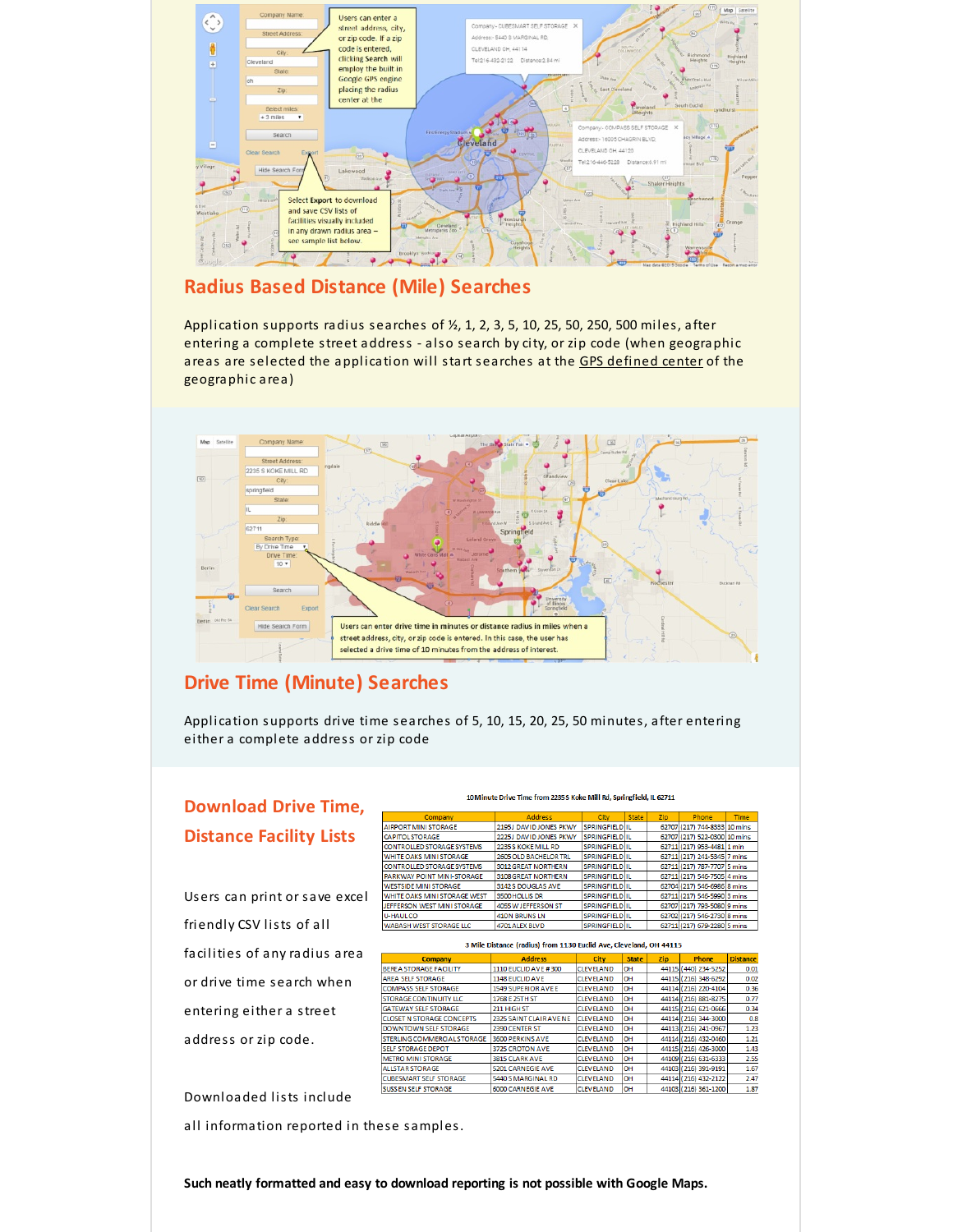## Radius Based Distance (Mile) Searches

Application supports radius searches of ½, 1, 2, 3, 5, 10, 25, 50, 250, 500 miles, after entering a complete street address - also search by city, or zip code (when geographic areas are selected the application will start searches at the GPS defined center of the geographic area)

## Drive Time (Minute) Searches

Application supports drive time searches of 5, 10, 15, 20, 25, 50 minutes, after entering either a complete address or zip code

## Download Drive Time, Distance Facility Lists

Users can print or save excel friendly CSV lists of all facilities of any radius area or drive time search when entering either a street address or zip code.

Downloaded lists include all information reported in these samples.

10 Minute Drive Time from 2235 S Koke Mill Rd, Springfield, IL 62711

| Company | Address | City | State | Zip | Phone | Time |
|---|---|---|---|---|---|---|
| AIRPORT MINI STORAGE | 2195 J DAVID JONES PKWY | SPRINGFIELD | IL | 62707 | (217) 744-8333 | 10 mins |
| CAPITOL STORAGE | 2225 J DAVID JONES PKWY | SPRINGFIELD | IL | 62707 | (217) 522-0800 | 10 mins |
| CONTROLLED STORAGE SYSTEMS | 2235 S KOKE MILL RD | SPRINGFIELD | IL | 62711 | (217) 953-4481 | 1 min |
| WHITE OAKS MINI STORAGE | 2605 OLD BACHELOR TRL | SPRINGFIELD | IL | 62711 | (217) 241-5345 | 7 mins |
| CONTROLLED STORAGE SYSTEMS | 3012 GREAT NORTHERN | SPRINGFIELD | IL | 62711 | (217) 787-7707 | 5 mins |
| PARKWAY POINT MINI-STORAGE | 3108 GREAT NORTHERN | SPRINGFIELD | IL | 62711 | (217) 546-7505 | 4 mins |
| WESTSIDE MINI STORAGE | 3142 S DOUGLAS AVE | SPRINGFIELD | IL | 62704 | (217) 546-6988 | 8 mins |
| WHITE OAKS MINI STORAGE WEST | 3500 HOLLIS DR | SPRINGFIELD | IL | 62711 | (217) 546-5890 | 3 mins |
| JEFFERSON WEST MINI STORAGE | 4055 W JEFFERSON ST | SPRINGFIELD | IL | 62707 | (217) 793-5080 | 9 mins |
| U-HAUL CO | 410 N BRUNS LN | SPRINGFIELD | IL | 62702 | (217) 546-2730 | 8 mins |
| WABASH WEST STORAGE LLC | 4701 ALEX BLVD | SPRINGFIELD | IL | 62711 | (217) 679-2280 | 5 mins |

3 Mile Distance (radius) from 1130 Euclid Ave, Cleveland, OH 44115

| Company | Address | City | State | Zip | Phone | Distance |
|---|---|---|---|---|---|---|
| BEREA STORAGE FACILITY | 1110 EUCLID AVE # 300 | CLEVELAND | OH | 44115 | (440) 234-5252 | 0.01 |
| AREA SELF STORAGE | 1148 EUCLID AVE | CLEVELAND | OH | 44115 | (216) 348-6292 | 0.02 |
| COMPASS SELF STORAGE | 1549 SUPERIOR AVE E | CLEVELAND | OH | 44114 | (216) 220-4104 | 0.36 |
| STORAGE CONTINUITY LLC | 1768 E 25TH ST | CLEVELAND | OH | 44114 | (216) 881-8275 | 0.77 |
| GATEWAY SELF STORAGE | 211 HIGH ST | CLEVELAND | OH | 44115 | (216) 621-0666 | 0.34 |
| CLOSET N STORAGE CONCEPTS | 2325 SAINT CLAIR AVE NE | CLEVELAND | OH | 44114 | (216) 344-3000 | 0.8 |
| DOWNTOWN SELF STORAGE | 2390 CENTER ST | CLEVELAND | OH | 44113 | (216) 241-0967 | 1.23 |
| STERLING COMMERCIAL STORAGE | 3600 PERKINS AVE | CLEVELAND | OH | 44114 | (216) 432-0460 | 1.21 |
| SELF STORAGE DEPOT | 3725 CROTON AVE | CLEVELAND | OH | 44115 | (216) 426-3000 | 1.43 |
| METRO MINI STORAGE | 3815 CLARK AVE | CLEVELAND | OH | 44109 | (216) 631-6333 | 2.55 |
| ALLSTAR STORAGE | 5201 CARNEGIE AVE | CLEVELAND | OH | 44103 | (216) 391-9191 | 1.67 |
| CUBESMART SELF STORAGE | 5440 S MARGINAL RD | CLEVELAND | OH | 44114 | (216) 432-2122 | 2.47 |
| SUSSEN SELF STORAGE | 6000 CARNEGIE AVE | CLEVELAND | OH | 44103 | (216) 361-1200 | 1.87 |

**Such neatly formatted and easy to download reporting is not possible with Google Maps.**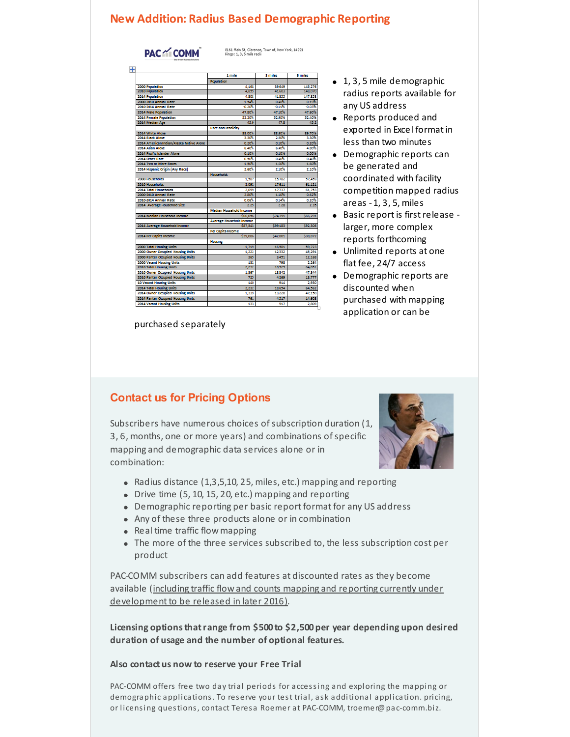## New Addition: Radius Based Demographic Reporting

PAC COMM

8161 Main St, Clarence, Town of, New York, 14221
Rings: 1, 3, 5 mile radii

| | 1 mile | 3 miles | 5 miles |
|---|---|---|---|
| | Population | | |
| 2000 Population | 4,163 | 39,649 | 145,276 |
| 2010 Population | 4,853 | 41,603 | 148,070 |
| 2014 Population | 4,803 | 41,355 | 147,853 |
| 2000-2010 Annual Rate | 1.54% | 0.48% | 0.19% |
| 2010-2014 Annual Rate | -0.20% | -0.11% | -0.03% |
| 2014 Male Population | 47.80% | 47.10% | 47.60% |
| 2014 Female Population | 52.20% | 52.90% | 52.40% |
| 2014 Median Age | 45.3 | 47.8 | 45.2 |
| | Race and Ethnicity | | |
| 2014 White Alone | 88.00% | 88.60% | 89.70% |
| 2014 Black Alone | 3.30% | 2.90% | 3.30% |
| 2014 American Indian/Alaska Native Alone | 0.20% | 0.10% | 0.20% |
| 2014 Asian Alone | 6.40% | 6.40% | 4.80% |
| 2014 Pacific Islander Alone | 0.10% | 0.10% | 0.00% |
| 2014 Other Race | 0.50% | 0.40% | 0.40% |
| 2014 Two or More Races | 1.50% | 1.80% | 1.60% |
| 2014 Hispanic Origin (Any Race) | 2.60% | 2.10% | 2.10% |
| | Households | | |
| 2000 Households | 1,587 | 15,782 | 57,459 |
| 2010 Households | 2,091 | 17,611 | 61,121 |
| 2014 Total Households | 2,099 | 17,737 | 61,753 |
| 2000-2010 Annual Rate | 2.80% | 1.10% | 0.62% |
| 2010-2014 Annual Rate | 0.08% | 0.14% | 0.20% |
| 2014 Average Household Size | 2.23 | 2.28 | 2.35 |
| | Median Household Income | | |
| 2014 Median Household Income | $66,056 | $74,391 | $66,291 |
| | Average Household Income | | |
| 2014 Average Household Income | $87,543 | $99,183 | $92,306 |
| | Per Capita Income | | |
| 2014 Per Capita Income | $39,086 | $42,801 | $38,872 |
| | Housing | | |
| 2000 Total Housing Units | 1,719 | 16,581 | 59,723 |
| 2000 Owner Occupied Housing Units | 1,221 | 12,332 | 45,291 |
| 2000 Renter Occupied Housing Units | 365 | 3,451 | 12,168 |
| 2000 Vacant Housing Units | 131 | 798 | 2,264 |
| 2010 Total Housing Units | 2,231 | 18,525 | 64,051 |
| 2010 Owner Occupied Housing Units | 1,367 | 13,342 | 47,344 |
| 2010 Renter Occupied Housing Units | 723 | 4,269 | 13,777 |
| 10 Vacant Housing Units | 140 | 914 | 2,930 |
| 2014 Total Housing Units | 2,231 | 18,654 | 64,562 |
| 2014 Owner Occupied Housing Units | 1,339 | 13,220 | 47,150 |
| 2014 Renter Occupied Housing Units | 761 | 4,517 | 14,603 |
| 2014 Vacant Housing Units | 133 | 917 | 2,809 |

- 1, 3, 5 mile demographic radius reports available for any US address
- Reports produced and exported in Excel format in less than two minutes
- Demographic reports can be generated and coordinated with facility competition mapped radius areas - 1, 3, 5, miles
- Basic report is first release - larger, more complex reports forthcoming
- Unlimited reports at one flat fee, 24/7 access
- Demographic reports are discounted when purchased with mapping application or can be purchased separately

## Contact us for Pricing Options

Subscribers have numerous choices of subscription duration (1, 3, 6, months, one or more years) and combinations of specific mapping and demographic data services alone or in combination:

- Radius distance (1,3,5,10, 25, miles, etc.) mapping and reporting
- Drive time (5, 10, 15, 20, etc.) mapping and reporting
- Demographic reporting per basic report format for any US address
- Any of these three products alone or in combination
- Real time traffic flow mapping
- The more of the three services subscribed to, the less subscription cost per product

PAC-COMM subscribers can add features at discounted rates as they become available (including traffic flow and counts mapping and reporting currently under development to be released in later 2016).

**Licensing options that range from $500 to $2,500 per year depending upon desired duration of usage and the number of optional features.**

**Also contact us now to reserve your Free Trial**

PAC-COMM offers free two day trial periods for accessing and exploring the mapping or demographic applications. To reserve your test trial, ask additional application. pricing, or licensing questions, contact Teresa Roemer at PAC-COMM, troemer@pac-comm.biz.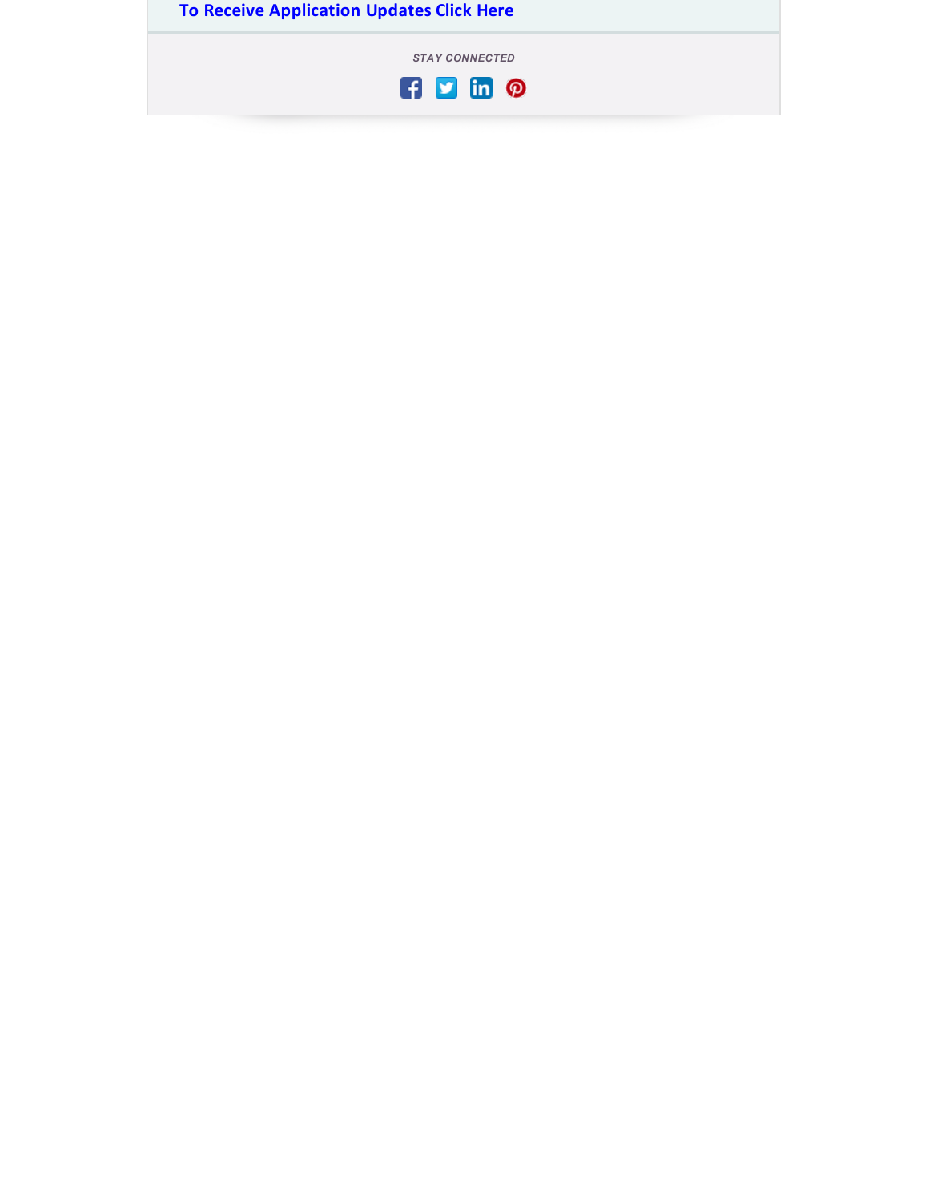**To Receive Application Updates Click Here**

*STAY CONNECTED*